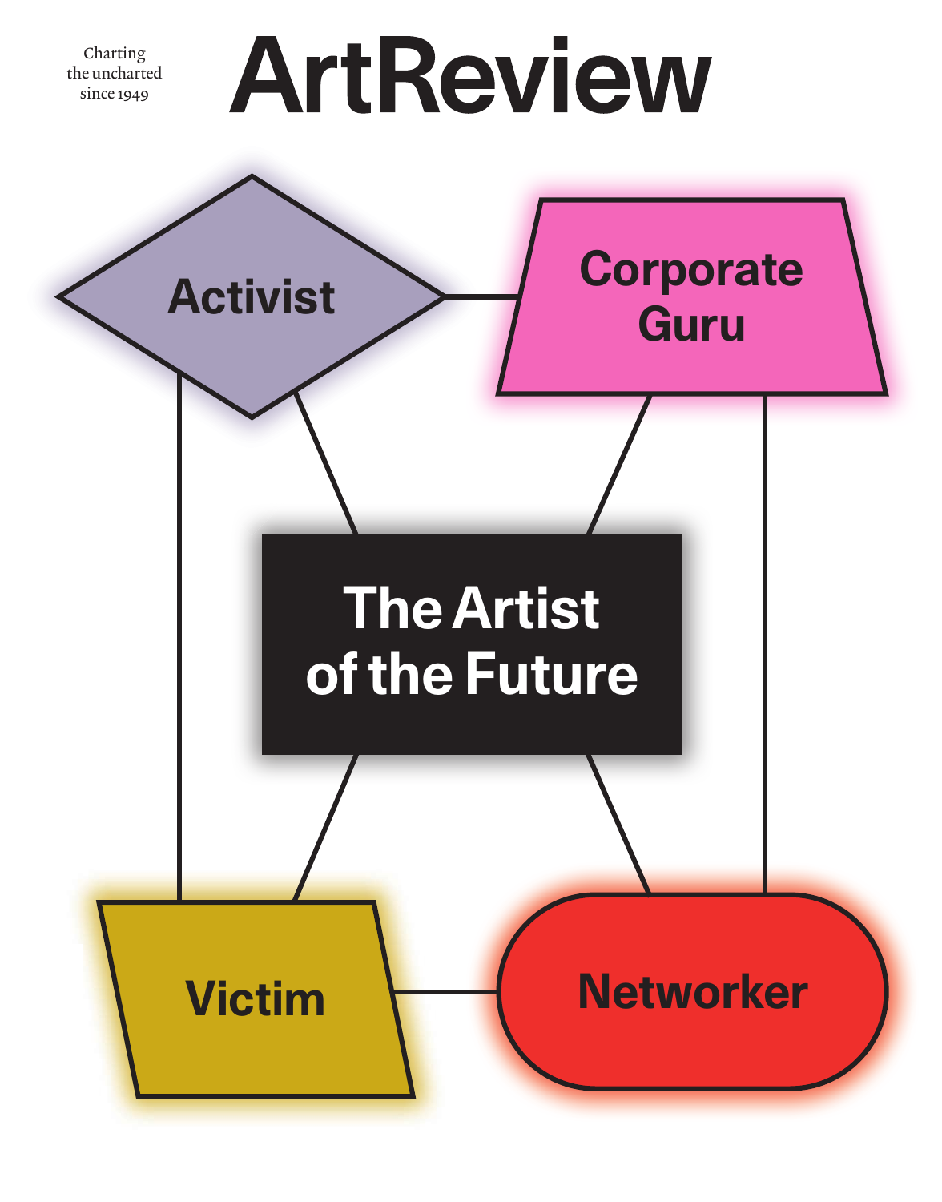Charting
the uncharted
since 1949

# ArtReview

Activist

Corporate
Guru

The Artist
of the Future

Victim

Networker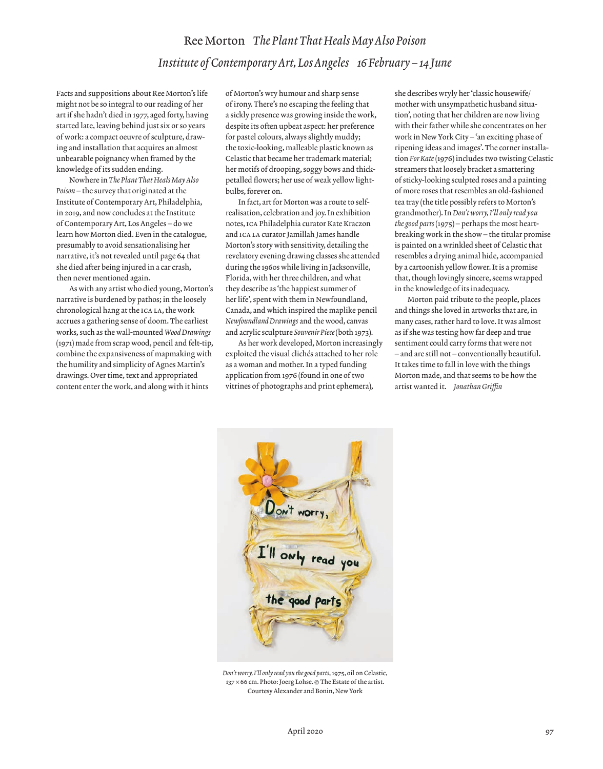# Ree Morton *The Plant That Heals May Also Poison*

## *Institute of Contemporary Art, Los Angeles 16 February – 14 June*

Facts and suppositions about Ree Morton's life might not be so integral to our reading of her art if she hadn't died in 1977, aged forty, having started late, leaving behind just six or so years of work: a compact oeuvre of sculpture, drawing and installation that acquires an almost unbearable poignancy when framed by the knowledge of its sudden ending.

Nowhere in *The Plant That Heals May Also Poison* – the survey that originated at the Institute of Contemporary Art, Philadelphia, in 2019, and now concludes at the Institute of Contemporary Art, Los Angeles – do we learn how Morton died. Even in the catalogue, presumably to avoid sensationalising her narrative, it's not revealed until page 64 that she died after being injured in a car crash, then never mentioned again.

As with any artist who died young, Morton's narrative is burdened by pathos; in the loosely chronological hang at the ICA LA, the work accrues a gathering sense of doom. The earliest works, such as the wall-mounted *Wood Drawings* (1971) made from scrap wood, pencil and felt-tip, combine the expansiveness of mapmaking with the humility and simplicity of Agnes Martin's drawings. Over time, text and appropriated content enter the work, and along with it hints of Morton's wry humour and sharp sense of irony. There's no escaping the feeling that a sickly presence was growing inside the work, despite its often upbeat aspect: her preference for pastel colours, always slightly muddy; the toxic-looking, malleable plastic known as Celastic that became her trademark material; her motifs of drooping, soggy bows and thick-petalled flowers; her use of weak yellow lightbulbs, forever on.

In fact, art for Morton was a route to self-realisation, celebration and joy. In exhibition notes, ICA Philadelphia curator Kate Kraczon and ICA LA curator Jamillah James handle Morton's story with sensitivity, detailing the revelatory evening drawing classes she attended during the 1960s while living in Jacksonville, Florida, with her three children, and what they describe as 'the happiest summer of her life', spent with them in Newfoundland, Canada, and which inspired the maplike pencil *Newfoundland Drawings* and the wood, canvas and acrylic sculpture *Souvenir Piece* (both 1973).

As her work developed, Morton increasingly exploited the visual clichés attached to her role as a woman and mother. In a typed funding application from 1976 (found in one of two vitrines of photographs and print ephemera), she describes wryly her 'classic housewife/mother with unsympathetic husband situation', noting that her children are now living with their father while she concentrates on her work in New York City – 'an exciting phase of ripening ideas and images'. The corner installation *For Kate* (1976) includes two twisting Celastic streamers that loosely bracket a smattering of sticky-looking sculpted roses and a painting of more roses that resembles an old-fashioned tea tray (the title possibly refers to Morton's grandmother). In *Don't worry, I'll only read you the good parts* (1975) – perhaps the most heartbreaking work in the show – the titular promise is painted on a wrinkled sheet of Celastic that resembles a drying animal hide, accompanied by a cartoonish yellow flower. It is a promise that, though lovingly sincere, seems wrapped in the knowledge of its inadequacy.

Morton paid tribute to the people, places and things she loved in artworks that are, in many cases, rather hard to love. It was almost as if she was testing how far deep and true sentiment could carry forms that were not – and are still not – conventionally beautiful. It takes time to fall in love with the things Morton made, and that seems to be how the artist wanted it. *Jonathan Griffin*

*Don't worry, I'll only read you the good parts*, 1975, oil on Celastic, 137 × 66 cm. Photo: Joerg Lohse. © The Estate of the artist. Courtesy Alexander and Bonin, New York